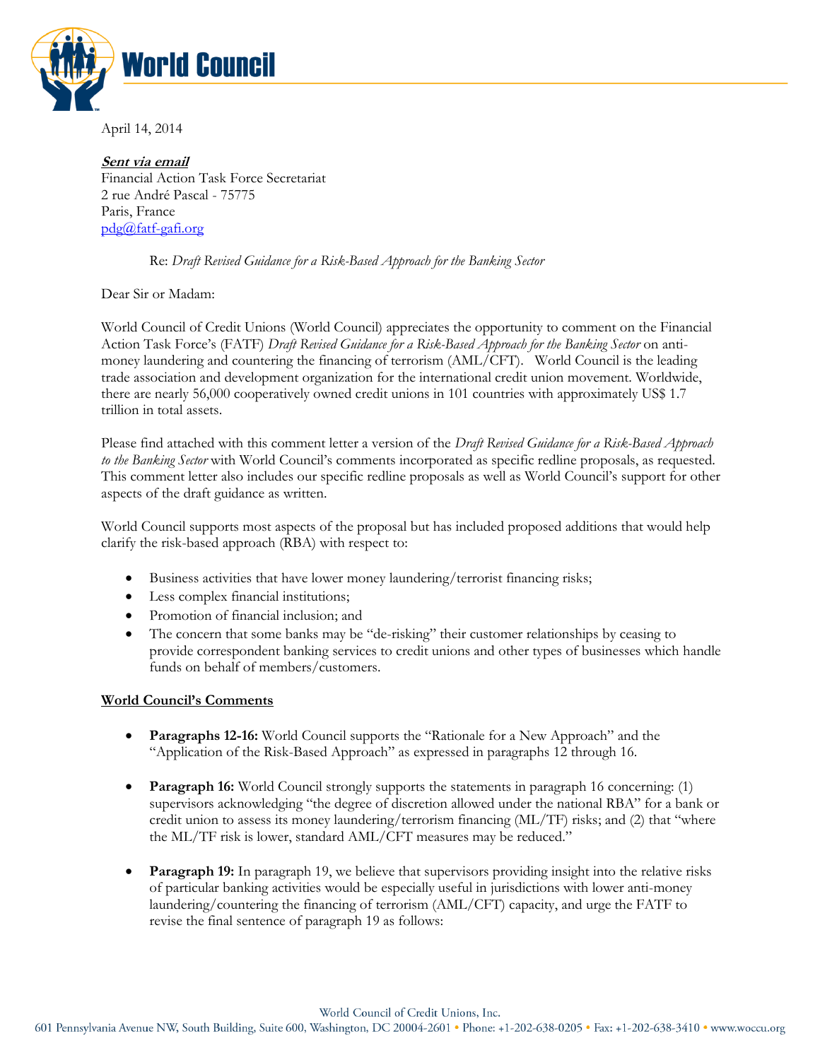World Council

April 14, 2014

***Sent via email***
Financial Action Task Force Secretariat
2 rue André Pascal - 75775
Paris, France
pdg@fatf-gafi.org

Re: *Draft Revised Guidance for a Risk-Based Approach for the Banking Sector*

Dear Sir or Madam:

World Council of Credit Unions (World Council) appreciates the opportunity to comment on the Financial Action Task Force's (FATF) *Draft Revised Guidance for a Risk-Based Approach for the Banking Sector* on anti-money laundering and countering the financing of terrorism (AML/CFT). World Council is the leading trade association and development organization for the international credit union movement. Worldwide, there are nearly 56,000 cooperatively owned credit unions in 101 countries with approximately US$ 1.7 trillion in total assets.

Please find attached with this comment letter a version of the *Draft Revised Guidance for a Risk-Based Approach to the Banking Sector* with World Council's comments incorporated as specific redline proposals, as requested. This comment letter also includes our specific redline proposals as well as World Council's support for other aspects of the draft guidance as written.

World Council supports most aspects of the proposal but has included proposed additions that would help clarify the risk-based approach (RBA) with respect to:

- Business activities that have lower money laundering/terrorist financing risks;
- Less complex financial institutions;
- Promotion of financial inclusion; and
- The concern that some banks may be "de-risking" their customer relationships by ceasing to provide correspondent banking services to credit unions and other types of businesses which handle funds on behalf of members/customers.

__World Council's Comments__

- **Paragraphs 12-16:** World Council supports the "Rationale for a New Approach" and the "Application of the Risk-Based Approach" as expressed in paragraphs 12 through 16.

- **Paragraph 16:** World Council strongly supports the statements in paragraph 16 concerning: (1) supervisors acknowledging "the degree of discretion allowed under the national RBA" for a bank or credit union to assess its money laundering/terrorism financing (ML/TF) risks; and (2) that "where the ML/TF risk is lower, standard AML/CFT measures may be reduced."

- **Paragraph 19:** In paragraph 19, we believe that supervisors providing insight into the relative risks of particular banking activities would be especially useful in jurisdictions with lower anti-money laundering/countering the financing of terrorism (AML/CFT) capacity, and urge the FATF to revise the final sentence of paragraph 19 as follows: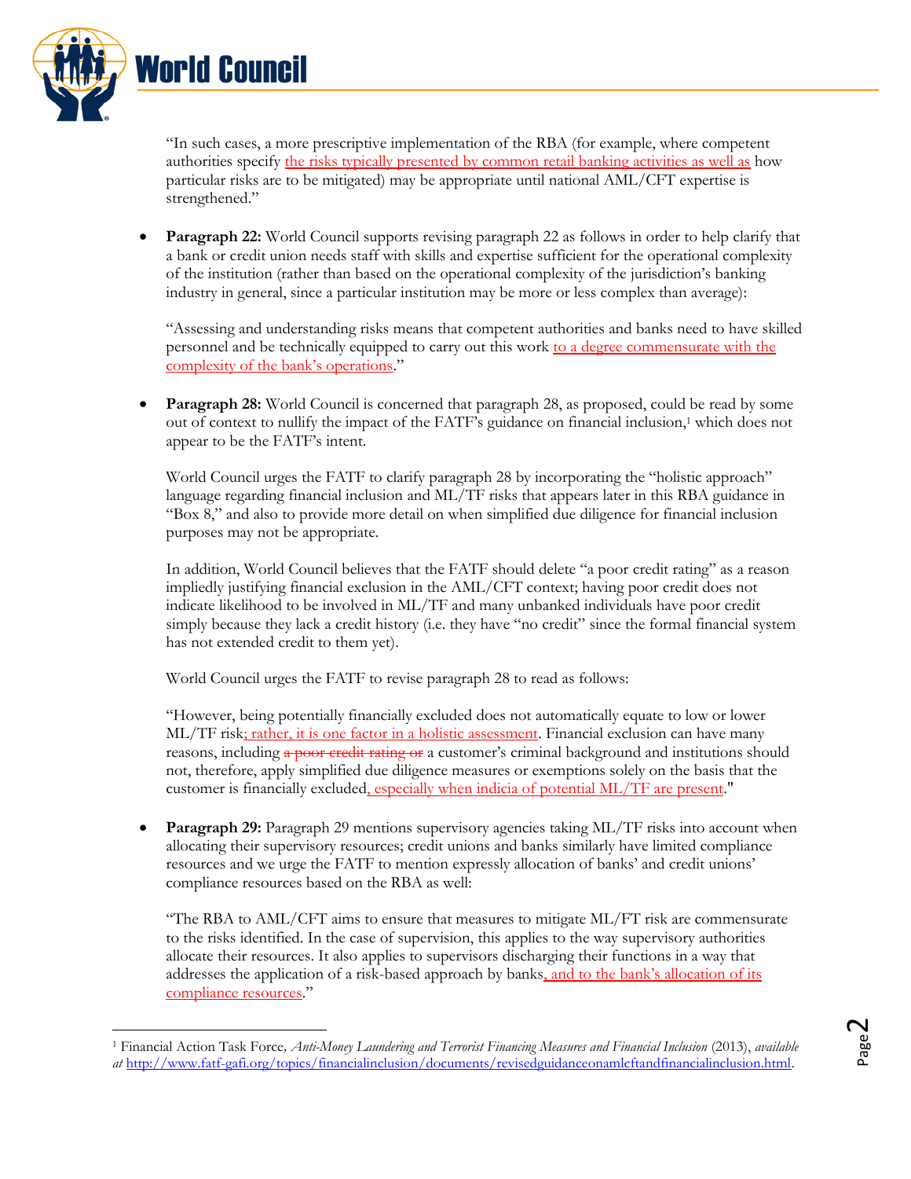"In such cases, a more prescriptive implementation of the RBA (for example, where competent authorities specify <u>the risks typically presented by common retail banking activities as well as</u> how particular risks are to be mitigated) may be appropriate until national AML/CFT expertise is strengthened."

- **Paragraph 22:** World Council supports revising paragraph 22 as follows in order to help clarify that a bank or credit union needs staff with skills and expertise sufficient for the operational complexity of the institution (rather than based on the operational complexity of the jurisdiction's banking industry in general, since a particular institution may be more or less complex than average):

  "Assessing and understanding risks means that competent authorities and banks need to have skilled personnel and be technically equipped to carry out this work <u>to a degree commensurate with the complexity of the bank's operations</u>."

- **Paragraph 28:** World Council is concerned that paragraph 28, as proposed, could be read by some out of context to nullify the impact of the FATF's guidance on financial inclusion,[1] which does not appear to be the FATF's intent.

  World Council urges the FATF to clarify paragraph 28 by incorporating the "holistic approach" language regarding financial inclusion and ML/TF risks that appears later in this RBA guidance in "Box 8," and also to provide more detail on when simplified due diligence for financial inclusion purposes may not be appropriate.

  In addition, World Council believes that the FATF should delete "a poor credit rating" as a reason impliedly justifying financial exclusion in the AML/CFT context; having poor credit does not indicate likelihood to be involved in ML/TF and many unbanked individuals have poor credit simply because they lack a credit history (i.e. they have "no credit" since the formal financial system has not extended credit to them yet).

  World Council urges the FATF to revise paragraph 28 to read as follows:

  "However, being potentially financially excluded does not automatically equate to low or lower ML/TF risk<u>; rather, it is one factor in a holistic assessment</u>. Financial exclusion can have many reasons, including ~~a poor credit rating or~~ a customer's criminal background and institutions should not, therefore, apply simplified due diligence measures or exemptions solely on the basis that the customer is financially excluded<u>, especially when indicia of potential ML/TF are present</u>."

- **Paragraph 29:** Paragraph 29 mentions supervisory agencies taking ML/TF risks into account when allocating their supervisory resources; credit unions and banks similarly have limited compliance resources and we urge the FATF to mention expressly allocation of banks' and credit unions' compliance resources based on the RBA as well:

  "The RBA to AML/CFT aims to ensure that measures to mitigate ML/FT risk are commensurate to the risks identified. In the case of supervision, this applies to the way supervisory authorities allocate their resources. It also applies to supervisors discharging their functions in a way that addresses the application of a risk-based approach by banks<u>, and to the bank's allocation of its compliance resources</u>."

---

[1] Financial Action Task Force, *Anti-Money Laundering and Terrorist Financing Measures and Financial Inclusion* (2013), *available at* http://www.fatf-gafi.org/topics/financialinclusion/documents/revisedguidanceonamlcftandfinancialinclusion.html.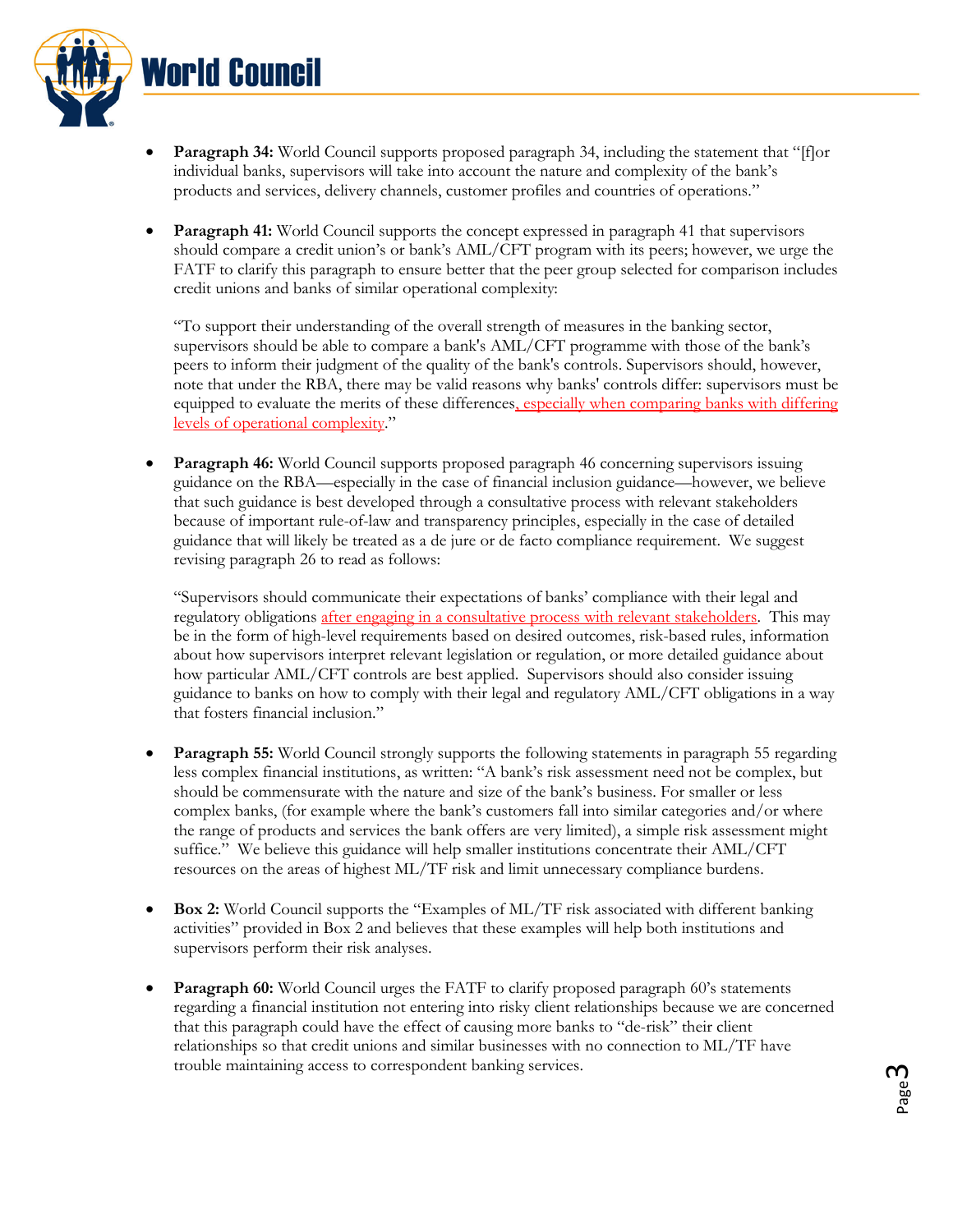- **Paragraph 34:** World Council supports proposed paragraph 34, including the statement that "[f]or individual banks, supervisors will take into account the nature and complexity of the bank's products and services, delivery channels, customer profiles and countries of operations."

- **Paragraph 41:** World Council supports the concept expressed in paragraph 41 that supervisors should compare a credit union's or bank's AML/CFT program with its peers; however, we urge the FATF to clarify this paragraph to ensure better that the peer group selected for comparison includes credit unions and banks of similar operational complexity:

  "To support their understanding of the overall strength of measures in the banking sector, supervisors should be able to compare a bank's AML/CFT programme with those of the bank's peers to inform their judgment of the quality of the bank's controls. Supervisors should, however, note that under the RBA, there may be valid reasons why banks' controls differ: supervisors must be equipped to evaluate the merits of these differences, especially when comparing banks with differing levels of operational complexity."

- **Paragraph 46:** World Council supports proposed paragraph 46 concerning supervisors issuing guidance on the RBA—especially in the case of financial inclusion guidance—however, we believe that such guidance is best developed through a consultative process with relevant stakeholders because of important rule-of-law and transparency principles, especially in the case of detailed guidance that will likely be treated as a de jure or de facto compliance requirement. We suggest revising paragraph 26 to read as follows:

  "Supervisors should communicate their expectations of banks' compliance with their legal and regulatory obligations after engaging in a consultative process with relevant stakeholders. This may be in the form of high-level requirements based on desired outcomes, risk-based rules, information about how supervisors interpret relevant legislation or regulation, or more detailed guidance about how particular AML/CFT controls are best applied. Supervisors should also consider issuing guidance to banks on how to comply with their legal and regulatory AML/CFT obligations in a way that fosters financial inclusion."

- **Paragraph 55:** World Council strongly supports the following statements in paragraph 55 regarding less complex financial institutions, as written: "A bank's risk assessment need not be complex, but should be commensurate with the nature and size of the bank's business. For smaller or less complex banks, (for example where the bank's customers fall into similar categories and/or where the range of products and services the bank offers are very limited), a simple risk assessment might suffice." We believe this guidance will help smaller institutions concentrate their AML/CFT resources on the areas of highest ML/TF risk and limit unnecessary compliance burdens.

- **Box 2:** World Council supports the "Examples of ML/TF risk associated with different banking activities" provided in Box 2 and believes that these examples will help both institutions and supervisors perform their risk analyses.

- **Paragraph 60:** World Council urges the FATF to clarify proposed paragraph 60's statements regarding a financial institution not entering into risky client relationships because we are concerned that this paragraph could have the effect of causing more banks to "de-risk" their client relationships so that credit unions and similar businesses with no connection to ML/TF have trouble maintaining access to correspondent banking services.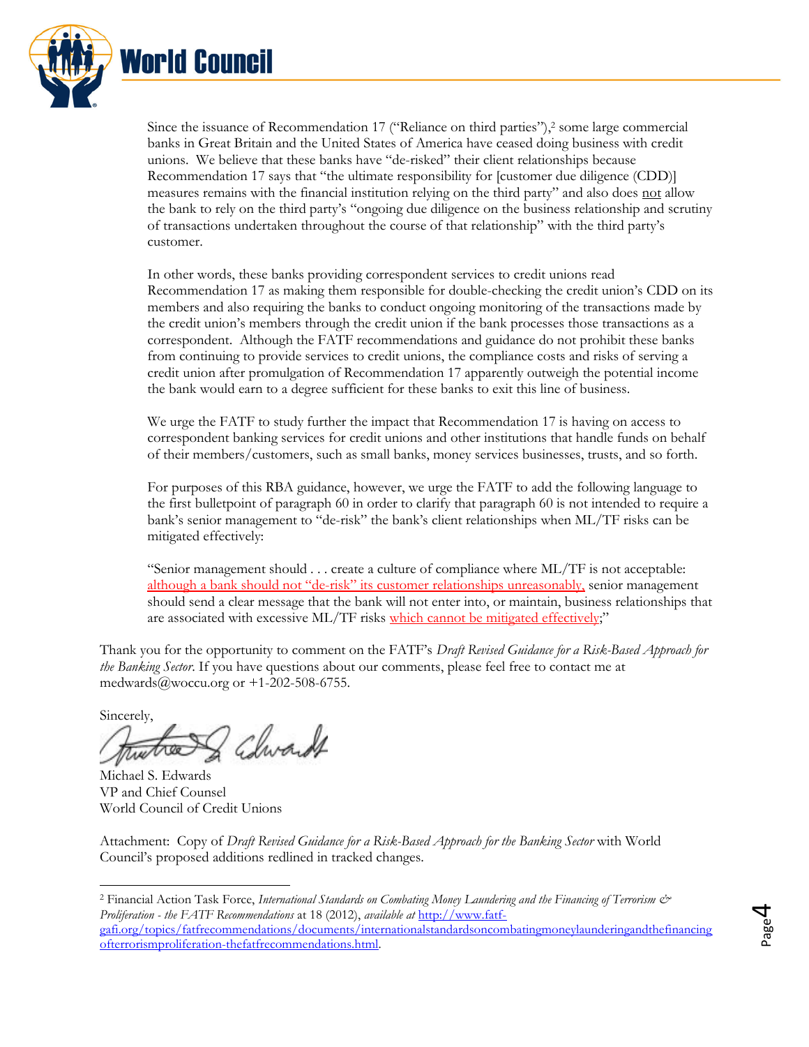Since the issuance of Recommendation 17 ("Reliance on third parties"),[2] some large commercial banks in Great Britain and the United States of America have ceased doing business with credit unions. We believe that these banks have "de-risked" their client relationships because Recommendation 17 says that "the ultimate responsibility for [customer due diligence (CDD)] measures remains with the financial institution relying on the third party" and also does not allow the bank to rely on the third party's "ongoing due diligence on the business relationship and scrutiny of transactions undertaken throughout the course of that relationship" with the third party's customer.

In other words, these banks providing correspondent services to credit unions read Recommendation 17 as making them responsible for double-checking the credit union's CDD on its members and also requiring the banks to conduct ongoing monitoring of the transactions made by the credit union's members through the credit union if the bank processes those transactions as a correspondent. Although the FATF recommendations and guidance do not prohibit these banks from continuing to provide services to credit unions, the compliance costs and risks of serving a credit union after promulgation of Recommendation 17 apparently outweigh the potential income the bank would earn to a degree sufficient for these banks to exit this line of business.

We urge the FATF to study further the impact that Recommendation 17 is having on access to correspondent banking services for credit unions and other institutions that handle funds on behalf of their members/customers, such as small banks, money services businesses, trusts, and so forth.

For purposes of this RBA guidance, however, we urge the FATF to add the following language to the first bulletpoint of paragraph 60 in order to clarify that paragraph 60 is not intended to require a bank's senior management to "de-risk" the bank's client relationships when ML/TF risks can be mitigated effectively:

"Senior management should . . . create a culture of compliance where ML/TF is not acceptable: although a bank should not "de-risk" its customer relationships unreasonably, senior management should send a clear message that the bank will not enter into, or maintain, business relationships that are associated with excessive ML/TF risks which cannot be mitigated effectively;"

Thank you for the opportunity to comment on the FATF's *Draft Revised Guidance for a Risk-Based Approach for the Banking Sector*. If you have questions about our comments, please feel free to contact me at medwards@woccu.org or +1-202-508-6755.

Sincerely,

Michael S. Edwards
VP and Chief Counsel
World Council of Credit Unions

Attachment: Copy of *Draft Revised Guidance for a Risk-Based Approach for the Banking Sector* with World Council's proposed additions redlined in tracked changes.

---

[2] Financial Action Task Force, *International Standards on Combating Money Laundering and the Financing of Terrorism & Proliferation - the FATF Recommendations* at 18 (2012), *available at* http://www.fatf-gafi.org/topics/fatfrecommendations/documents/internationalstandardsoncombatingmoneylaunderingandthefinancingofterrorismproliferation-thefatfrecommendations.html.